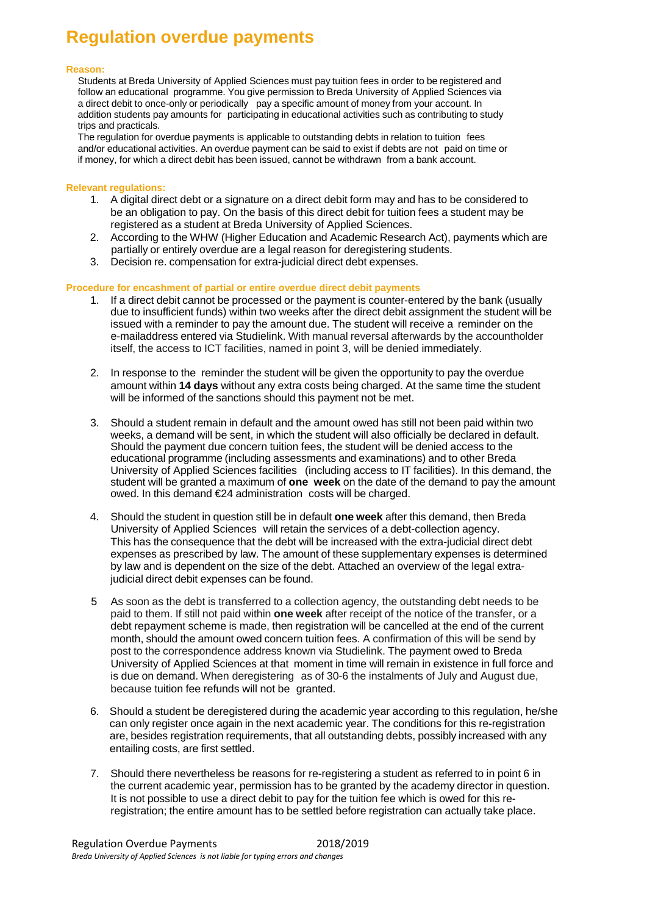# Regulation overdue payments

**Reason:**

Students at Breda University of Applied Sciences must pay tuition fees in order to be registered and follow an educational programme. You give permission to Breda University of Applied Sciences via a direct debit to once-only or periodically pay a specific amount of money from your account. In addition students pay amounts for participating in educational activities such as contributing to study trips and practicals.

The regulation for overdue payments is applicable to outstanding debts in relation to tuition fees and/or educational activities. An overdue payment can be said to exist if debts are not paid on time or if money, for which a direct debit has been issued, cannot be withdrawn from a bank account.

**Relevant regulations:**

1. A digital direct debt or a signature on a direct debit form may and has to be considered to be an obligation to pay. On the basis of this direct debit for tuition fees a student may be registered as a student at Breda University of Applied Sciences.
2. According to the WHW (Higher Education and Academic Research Act), payments which are partially or entirely overdue are a legal reason for deregistering students.
3. Decision re. compensation for extra-judicial direct debt expenses.

**Procedure for encashment of partial or entire overdue direct debit payments**

1. If a direct debit cannot be processed or the payment is counter-entered by the bank (usually due to insufficient funds) within two weeks after the direct debit assignment the student will be issued with a reminder to pay the amount due. The student will receive a reminder on the e-mailaddress entered via Studielink. With manual reversal afterwards by the accountholder itself, the access to ICT facilities, named in point 3, will be denied immediately.

2. In response to the reminder the student will be given the opportunity to pay the overdue amount within **14 days** without any extra costs being charged. At the same time the student will be informed of the sanctions should this payment not be met.

3. Should a student remain in default and the amount owed has still not been paid within two weeks, a demand will be sent, in which the student will also officially be declared in default. Should the payment due concern tuition fees, the student will be denied access to the educational programme (including assessments and examinations) and to other Breda University of Applied Sciences facilities (including access to IT facilities). In this demand, the student will be granted a maximum of **one week** on the date of the demand to pay the amount owed. In this demand €24 administration costs will be charged.

4. Should the student in question still be in default **one week** after this demand, then Breda University of Applied Sciences will retain the services of a debt-collection agency. This has the consequence that the debt will be increased with the extra-judicial direct debt expenses as prescribed by law. The amount of these supplementary expenses is determined by law and is dependent on the size of the debt. Attached an overview of the legal extra-judicial direct debit expenses can be found.

5. As soon as the debt is transferred to a collection agency, the outstanding debt needs to be paid to them. If still not paid within **one week** after receipt of the notice of the transfer, or a debt repayment scheme is made, then registration will be cancelled at the end of the current month, should the amount owed concern tuition fees. A confirmation of this will be send by post to the correspondence address known via Studielink. The payment owed to Breda University of Applied Sciences at that moment in time will remain in existence in full force and is due on demand. When deregistering as of 30-6 the instalments of July and August due, because tuition fee refunds will not be granted.

6. Should a student be deregistered during the academic year according to this regulation, he/she can only register once again in the next academic year. The conditions for this re-registration are, besides registration requirements, that all outstanding debts, possibly increased with any entailing costs, are first settled.

7. Should there nevertheless be reasons for re-registering a student as referred to in point 6 in the current academic year, permission has to be granted by the academy director in question. It is not possible to use a direct debit to pay for the tuition fee which is owed for this re-registration; the entire amount has to be settled before registration can actually take place.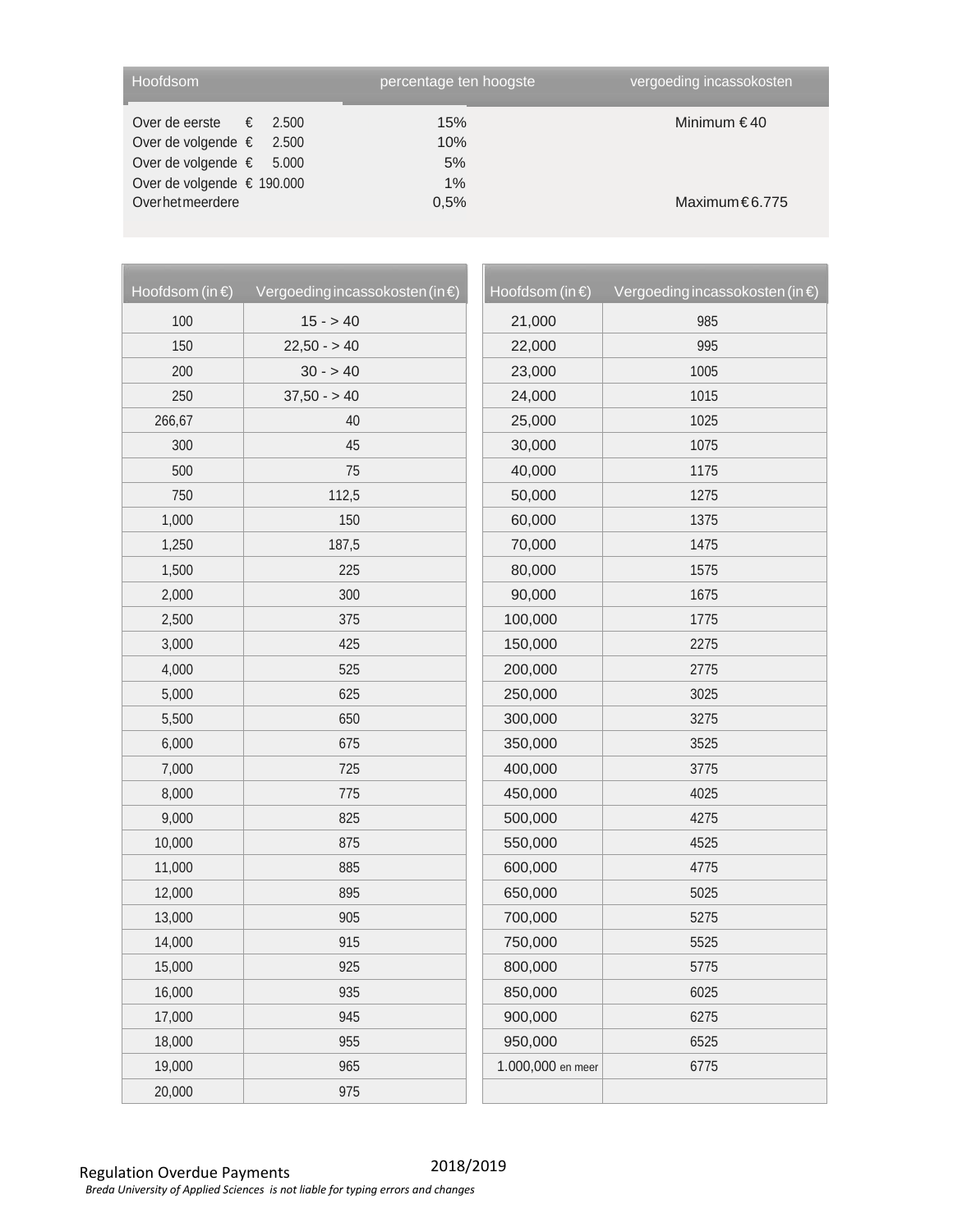| Hoofdsom | percentage ten hoogste | vergoeding incassokosten |
|---|---|---|
| Over de eerste € 2.500 | 15% | Minimum € 40 |
| Over de volgende € 2.500 | 10% | |
| Over de volgende € 5.000 | 5% | |
| Over de volgende € 190.000 | 1% | |
| Over het meerdere | 0,5% | Maximum € 6.775 |

| Hoofdsom (in €) | Vergoeding incassokosten (in €) | Hoofdsom (in €) | Vergoeding incassokosten (in €) |
|---|---|---|---|
| 100 | 15 - > 40 | 21,000 | 985 |
| 150 | 22,50 - > 40 | 22,000 | 995 |
| 200 | 30 - > 40 | 23,000 | 1005 |
| 250 | 37,50 - > 40 | 24,000 | 1015 |
| 266,67 | 40 | 25,000 | 1025 |
| 300 | 45 | 30,000 | 1075 |
| 500 | 75 | 40,000 | 1175 |
| 750 | 112,5 | 50,000 | 1275 |
| 1,000 | 150 | 60,000 | 1375 |
| 1,250 | 187,5 | 70,000 | 1475 |
| 1,500 | 225 | 80,000 | 1575 |
| 2,000 | 300 | 90,000 | 1675 |
| 2,500 | 375 | 100,000 | 1775 |
| 3,000 | 425 | 150,000 | 2275 |
| 4,000 | 525 | 200,000 | 2775 |
| 5,000 | 625 | 250,000 | 3025 |
| 5,500 | 650 | 300,000 | 3275 |
| 6,000 | 675 | 350,000 | 3525 |
| 7,000 | 725 | 400,000 | 3775 |
| 8,000 | 775 | 450,000 | 4025 |
| 9,000 | 825 | 500,000 | 4275 |
| 10,000 | 875 | 550,000 | 4525 |
| 11,000 | 885 | 600,000 | 4775 |
| 12,000 | 895 | 650,000 | 5025 |
| 13,000 | 905 | 700,000 | 5275 |
| 14,000 | 915 | 750,000 | 5525 |
| 15,000 | 925 | 800,000 | 5775 |
| 16,000 | 935 | 850,000 | 6025 |
| 17,000 | 945 | 900,000 | 6275 |
| 18,000 | 955 | 950,000 | 6525 |
| 19,000 | 965 | 1.000,000 en meer | 6775 |
| 20,000 | 975 | | |

Regulation Overdue Payments 2018/2019

*Breda University of Applied Sciences is not liable for typing errors and changes*